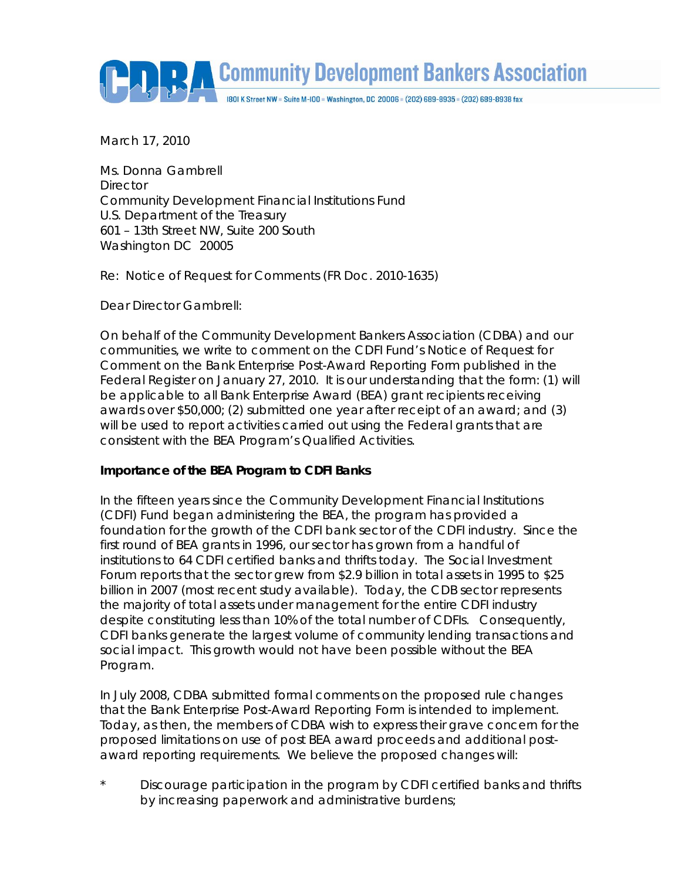**Community Development Bankers Association**

1801 K Street NW ▪ Suite M-100 ▪ Washington, DC 20006 ▪ (202) 689-8935 ▪ (202) 689-8938 fax

March 17, 2010

Ms. Donna Gambrell
Director
Community Development Financial Institutions Fund
U.S. Department of the Treasury
601 – 13th Street NW, Suite 200 South
Washington DC 20005

Re: Notice of Request for Comments (FR Doc. 2010-1635)

Dear Director Gambrell:

On behalf of the Community Development Bankers Association (CDBA) and our communities, we write to comment on the CDFI Fund's Notice of Request for Comment on the Bank Enterprise Post-Award Reporting Form published in the Federal Register on January 27, 2010. It is our understanding that the form: (1) will be applicable to all Bank Enterprise Award (BEA) grant recipients receiving awards over $50,000; (2) submitted one year after receipt of an award; and (3) will be used to report activities carried out using the Federal grants that are consistent with the BEA Program's Qualified Activities.

**Importance of the BEA Program to CDFI Banks**

In the fifteen years since the Community Development Financial Institutions (CDFI) Fund began administering the BEA, the program has provided a foundation for the growth of the CDFI bank sector of the CDFI industry. Since the first round of BEA grants in 1996, our sector has grown from a handful of institutions to 64 CDFI certified banks and thrifts today. The Social Investment Forum reports that the sector grew from $2.9 billion in total assets in 1995 to $25 billion in 2007 (most recent study available). Today, the CDB sector represents the majority of total assets under management for the entire CDFI industry despite constituting less than 10% of the total number of CDFIs. Consequently, CDFI banks generate the largest volume of community lending transactions and social impact. This growth would not have been possible without the BEA Program.

In July 2008, CDBA submitted formal comments on the proposed rule changes that the Bank Enterprise Post-Award Reporting Form is intended to implement. Today, as then, the members of CDBA wish to express their grave concern for the proposed limitations on use of post BEA award proceeds and additional post-award reporting requirements. We believe the proposed changes will:

* Discourage participation in the program by CDFI certified banks and thrifts by increasing paperwork and administrative burdens;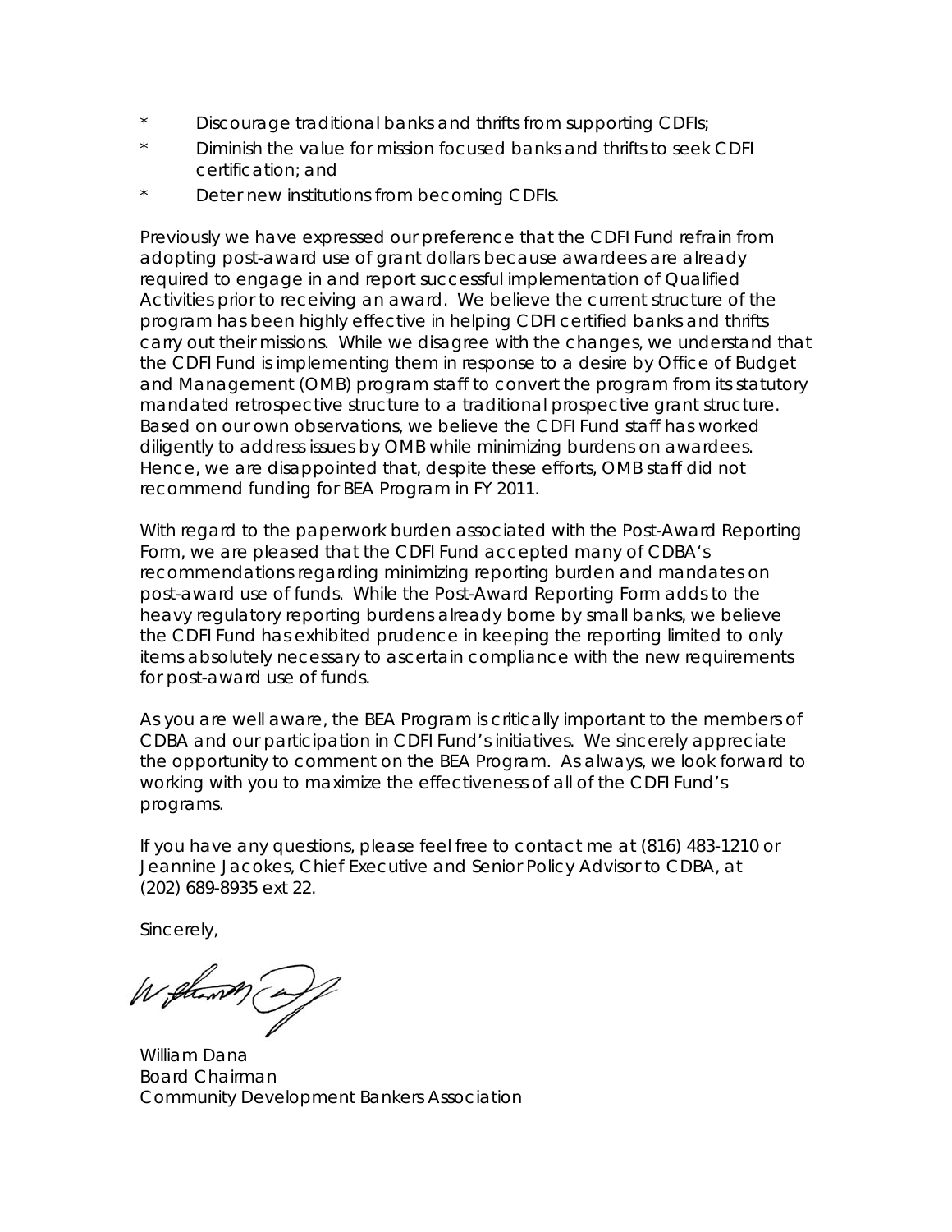- Discourage traditional banks and thrifts from supporting CDFIs;
- Diminish the value for mission focused banks and thrifts to seek CDFI certification; and
- Deter new institutions from becoming CDFIs.

Previously we have expressed our preference that the CDFI Fund refrain from adopting post-award use of grant dollars because awardees are already required to engage in and report successful implementation of Qualified Activities prior to receiving an award. We believe the current structure of the program has been highly effective in helping CDFI certified banks and thrifts carry out their missions. While we disagree with the changes, we understand that the CDFI Fund is implementing them in response to a desire by Office of Budget and Management (OMB) program staff to convert the program from its statutory mandated retrospective structure to a traditional prospective grant structure. Based on our own observations, we believe the CDFI Fund staff has worked diligently to address issues by OMB while minimizing burdens on awardees. Hence, we are disappointed that, despite these efforts, OMB staff did not recommend funding for BEA Program in FY 2011.

With regard to the paperwork burden associated with the Post-Award Reporting Form, we are pleased that the CDFI Fund accepted many of CDBA's recommendations regarding minimizing reporting burden and mandates on post-award use of funds. While the Post-Award Reporting Form adds to the heavy regulatory reporting burdens already borne by small banks, we believe the CDFI Fund has exhibited prudence in keeping the reporting limited to only items absolutely necessary to ascertain compliance with the new requirements for post-award use of funds.

As you are well aware, the BEA Program is critically important to the members of CDBA and our participation in CDFI Fund's initiatives. We sincerely appreciate the opportunity to comment on the BEA Program. As always, we look forward to working with you to maximize the effectiveness of all of the CDFI Fund's programs.

If you have any questions, please feel free to contact me at (816) 483-1210 or Jeannine Jacokes, Chief Executive and Senior Policy Advisor to CDBA, at (202) 689-8935 ext 22.

Sincerely,

William Dana
Board Chairman
Community Development Bankers Association